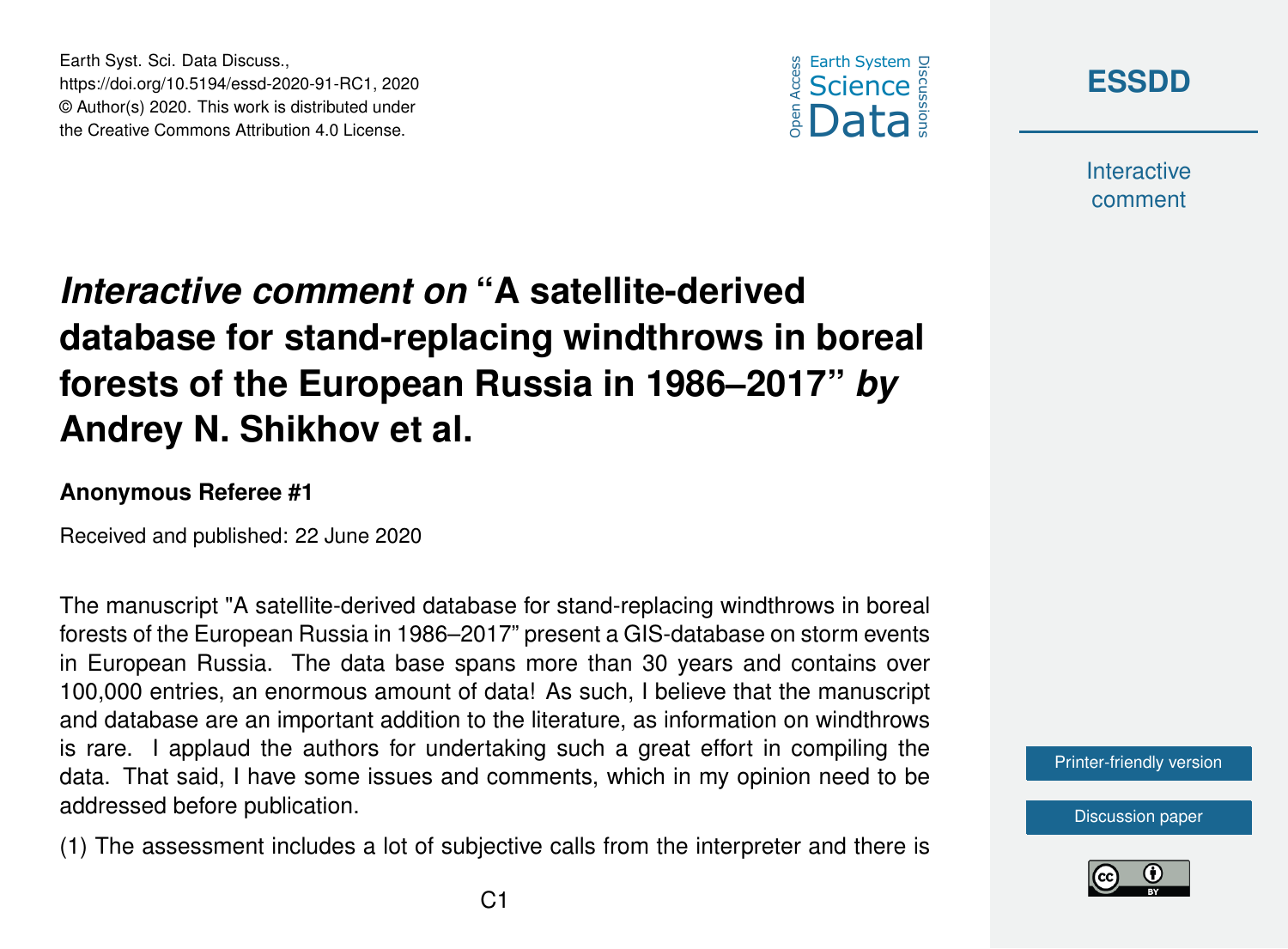# *Interactive comment on* "A satellite-derived database for stand-replacing windthrows in boreal forests of the European Russia in 1986–2017" *by* Andrey N. Shikhov et al.

**Anonymous Referee #1**

Received and published: 22 June 2020

The manuscript "A satellite-derived database for stand-replacing windthrows in boreal forests of the European Russia in 1986–2017" present a GIS-database on storm events in European Russia. The data base spans more than 30 years and contains over 100,000 entries, an enormous amount of data! As such, I believe that the manuscript and database are an important addition to the literature, as information on windthrows is rare. I applaud the authors for undertaking such a great effort in compiling the data. That said, I have some issues and comments, which in my opinion need to be addressed before publication.

(1) The assessment includes a lot of subjective calls from the interpreter and there is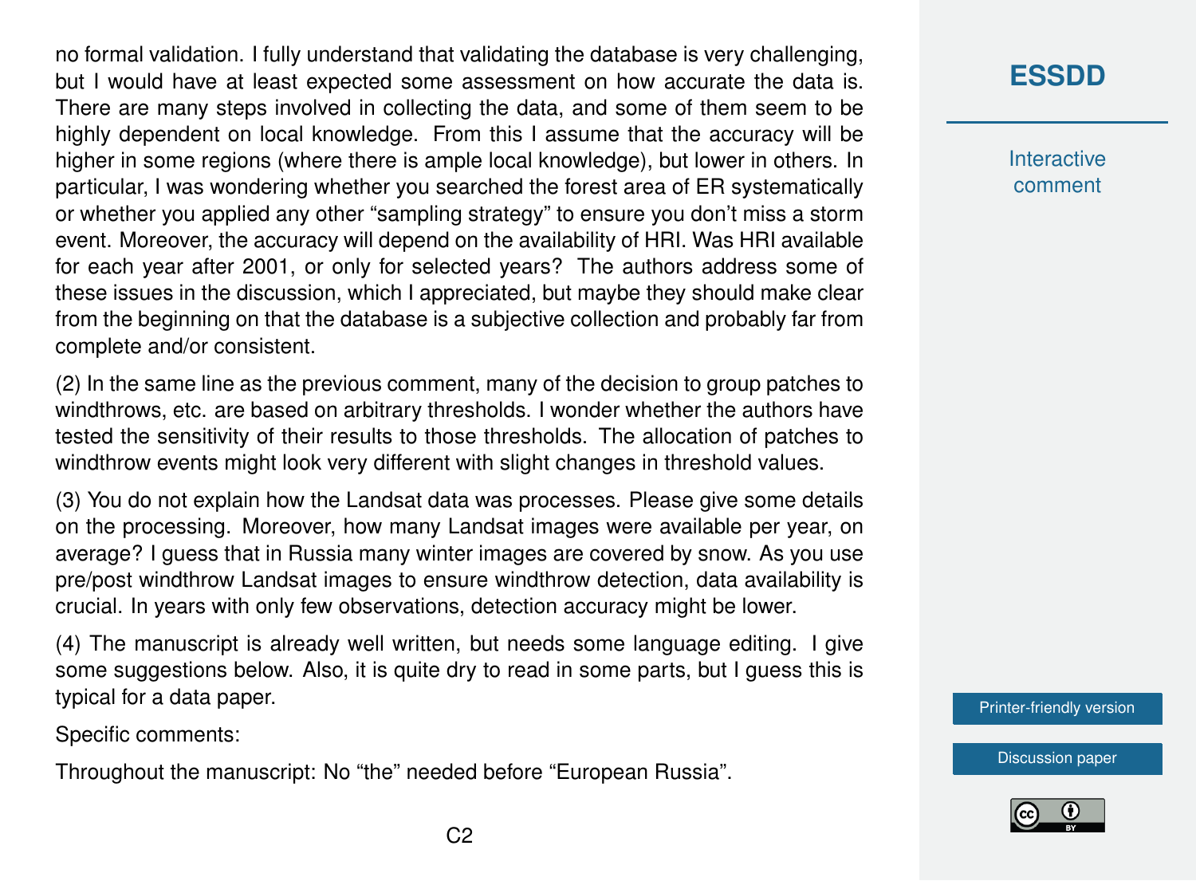no formal validation. I fully understand that validating the database is very challenging, but I would have at least expected some assessment on how accurate the data is. There are many steps involved in collecting the data, and some of them seem to be highly dependent on local knowledge. From this I assume that the accuracy will be higher in some regions (where there is ample local knowledge), but lower in others. In particular, I was wondering whether you searched the forest area of ER systematically or whether you applied any other "sampling strategy" to ensure you don't miss a storm event. Moreover, the accuracy will depend on the availability of HRI. Was HRI available for each year after 2001, or only for selected years? The authors address some of these issues in the discussion, which I appreciated, but maybe they should make clear from the beginning on that the database is a subjective collection and probably far from complete and/or consistent.

(2) In the same line as the previous comment, many of the decision to group patches to windthrows, etc. are based on arbitrary thresholds. I wonder whether the authors have tested the sensitivity of their results to those thresholds. The allocation of patches to windthrow events might look very different with slight changes in threshold values.

(3) You do not explain how the Landsat data was processes. Please give some details on the processing. Moreover, how many Landsat images were available per year, on average? I guess that in Russia many winter images are covered by snow. As you use pre/post windthrow Landsat images to ensure windthrow detection, data availability is crucial. In years with only few observations, detection accuracy might be lower.

(4) The manuscript is already well written, but needs some language editing. I give some suggestions below. Also, it is quite dry to read in some parts, but I guess this is typical for a data paper.

Specific comments:

Throughout the manuscript: No "the" needed before "European Russia".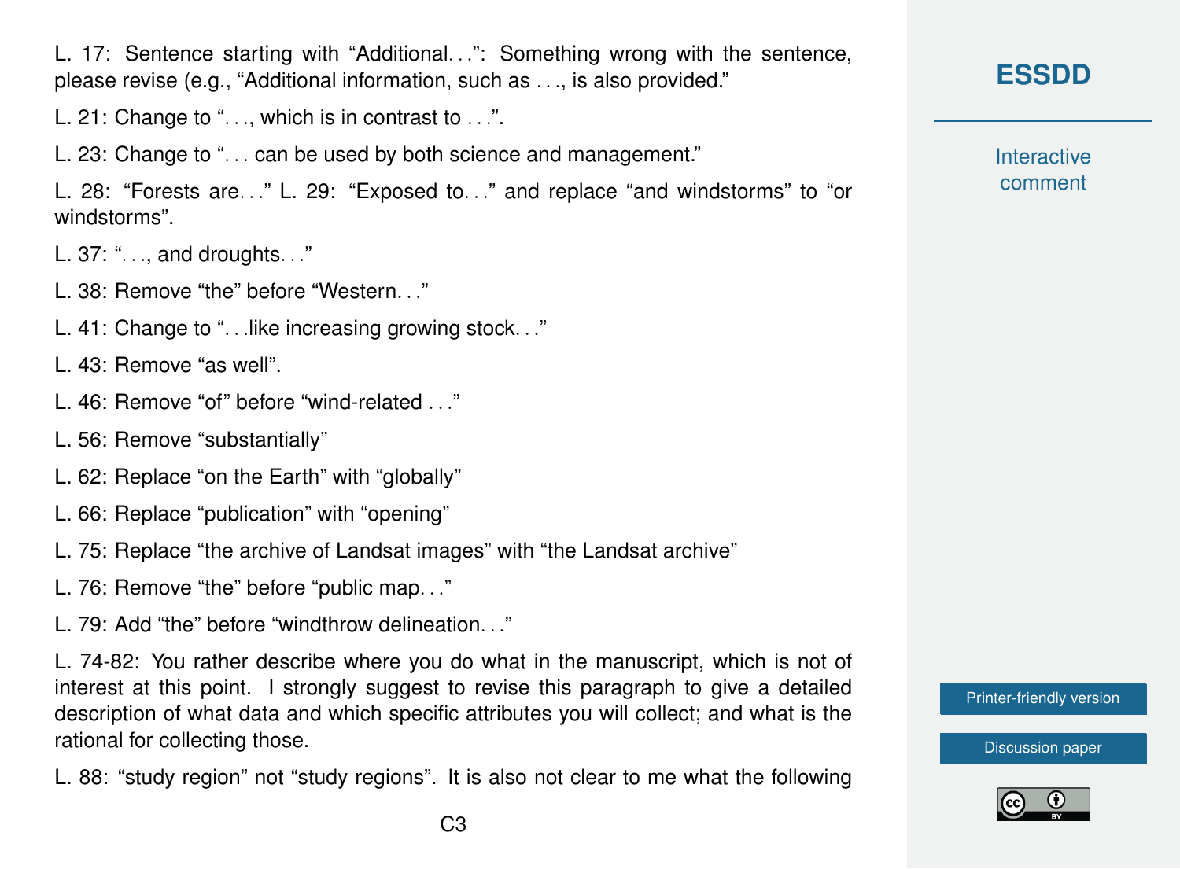L. 17: Sentence starting with “Additional…”: Something wrong with the sentence, please revise (e.g., “Additional information, such as …, is also provided.”

L. 21: Change to “…, which is in contrast to …”.

L. 23: Change to “… can be used by both science and management.”

L. 28: “Forests are…” L. 29: “Exposed to…” and replace “and windstorms” to “or windstorms”.

L. 37: “…, and droughts…”

L. 38: Remove “the” before “Western…”

L. 41: Change to “…like increasing growing stock…”

L. 43: Remove “as well”.

L. 46: Remove “of” before “wind-related …”

L. 56: Remove “substantially”

L. 62: Replace “on the Earth” with “globally”

L. 66: Replace “publication” with “opening”

L. 75: Replace “the archive of Landsat images” with “the Landsat archive”

L. 76: Remove “the” before “public map…”

L. 79: Add “the” before “windthrow delineation…”

L. 74-82: You rather describe where you do what in the manuscript, which is not of interest at this point. I strongly suggest to revise this paragraph to give a detailed description of what data and which specific attributes you will collect; and what is the rational for collecting those.

L. 88: “study region” not “study regions”. It is also not clear to me what the following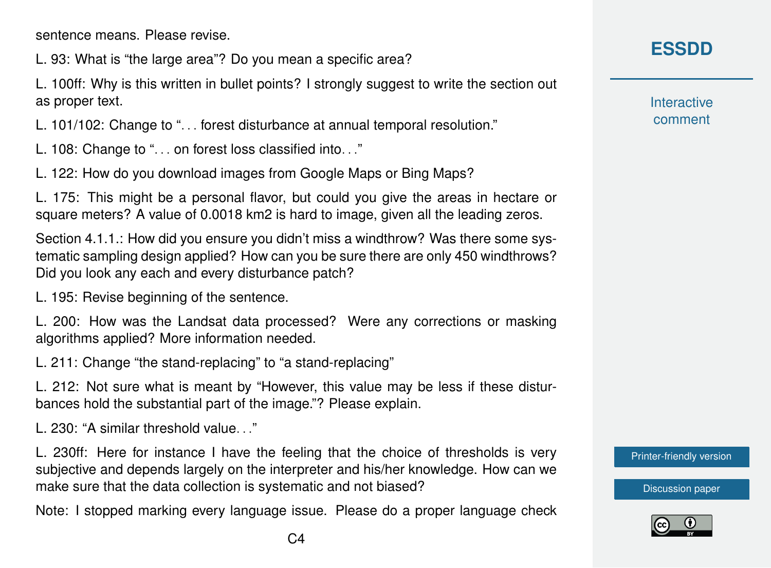sentence means. Please revise.

L. 93: What is “the large area”? Do you mean a specific area?

L. 100ff: Why is this written in bullet points? I strongly suggest to write the section out as proper text.

L. 101/102: Change to “. . . forest disturbance at annual temporal resolution.”

L. 108: Change to “. . . on forest loss classified into. . .”

L. 122: How do you download images from Google Maps or Bing Maps?

L. 175: This might be a personal flavor, but could you give the areas in hectare or square meters? A value of 0.0018 km2 is hard to image, given all the leading zeros.

Section 4.1.1.: How did you ensure you didn’t miss a windthrow? Was there some systematic sampling design applied? How can you be sure there are only 450 windthrows? Did you look any each and every disturbance patch?

L. 195: Revise beginning of the sentence.

L. 200: How was the Landsat data processed? Were any corrections or masking algorithms applied? More information needed.

L. 211: Change “the stand-replacing” to “a stand-replacing”

L. 212: Not sure what is meant by “However, this value may be less if these disturbances hold the substantial part of the image.”? Please explain.

L. 230: “A similar threshold value. . .”

L. 230ff: Here for instance I have the feeling that the choice of thresholds is very subjective and depends largely on the interpreter and his/her knowledge. How can we make sure that the data collection is systematic and not biased?

Note: I stopped marking every language issue. Please do a proper language check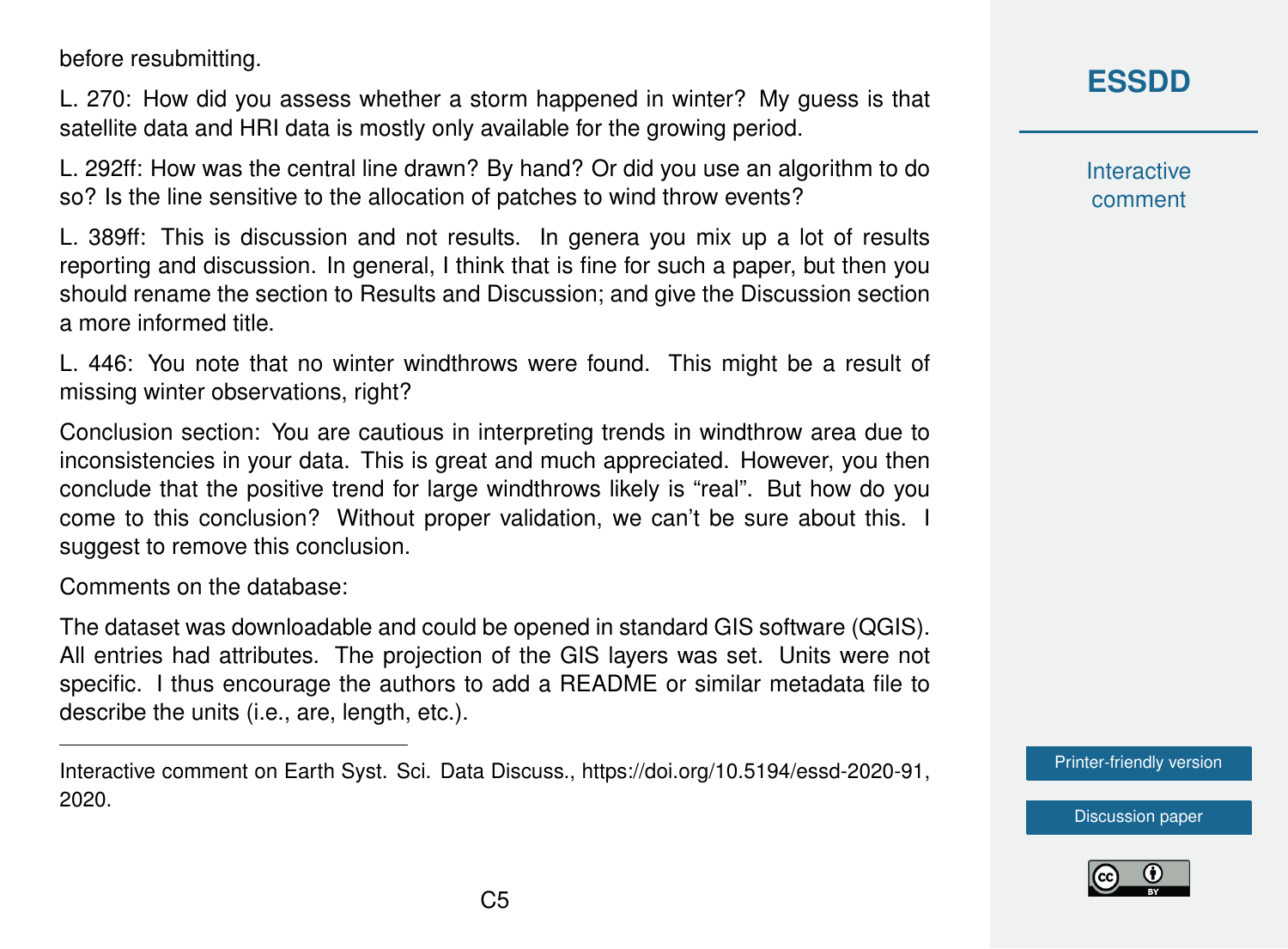before resubmitting.

L. 270: How did you assess whether a storm happened in winter? My guess is that satellite data and HRI data is mostly only available for the growing period.

L. 292ff: How was the central line drawn? By hand? Or did you use an algorithm to do so? Is the line sensitive to the allocation of patches to wind throw events?

L. 389ff: This is discussion and not results. In genera you mix up a lot of results reporting and discussion. In general, I think that is fine for such a paper, but then you should rename the section to Results and Discussion; and give the Discussion section a more informed title.

L. 446: You note that no winter windthrows were found. This might be a result of missing winter observations, right?

Conclusion section: You are cautious in interpreting trends in windthrow area due to inconsistencies in your data. This is great and much appreciated. However, you then conclude that the positive trend for large windthrows likely is "real". But how do you come to this conclusion? Without proper validation, we can't be sure about this. I suggest to remove this conclusion.

Comments on the database:

The dataset was downloadable and could be opened in standard GIS software (QGIS). All entries had attributes. The projection of the GIS layers was set. Units were not specific. I thus encourage the authors to add a README or similar metadata file to describe the units (i.e., are, length, etc.).

---

Interactive comment on Earth Syst. Sci. Data Discuss., https://doi.org/10.5194/essd-2020-91, 2020.